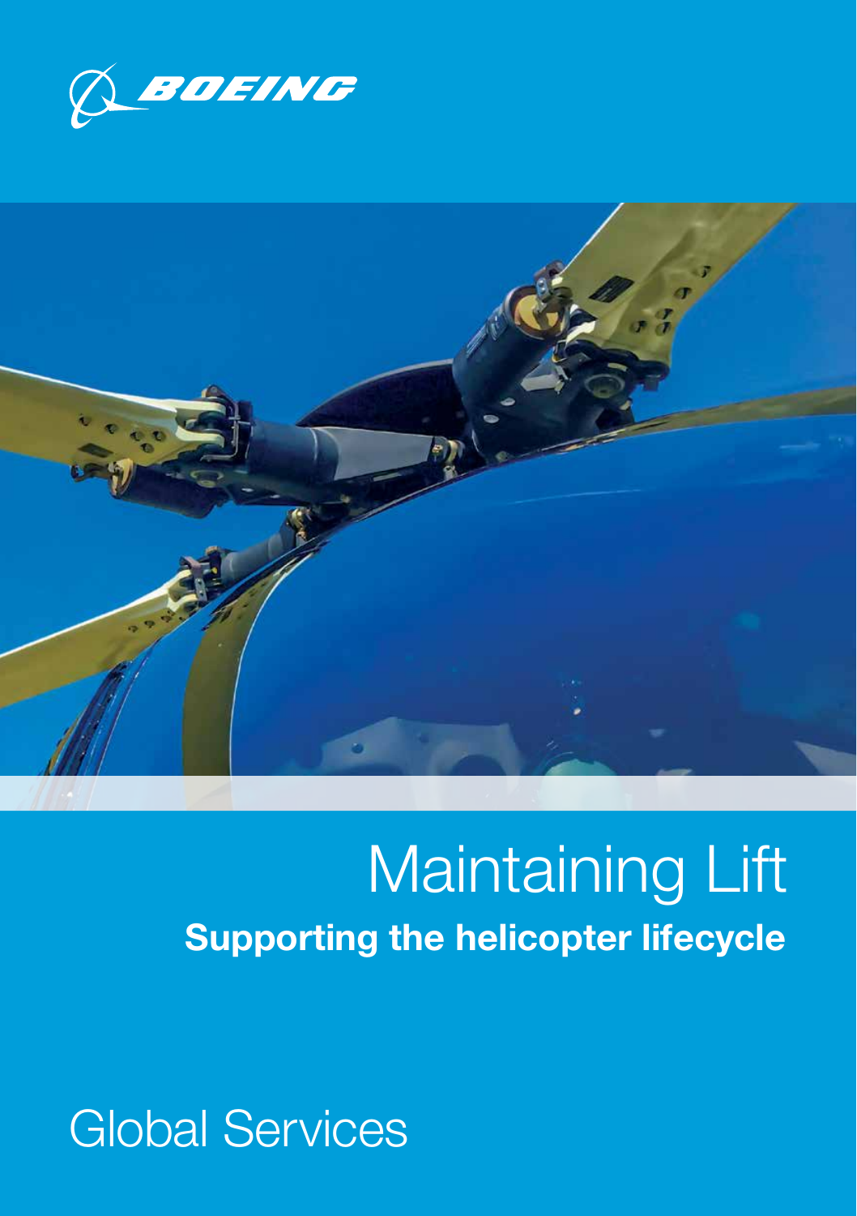BOEING

# Maintaining Lift

**Supporting the helicopter lifecycle**

Global Services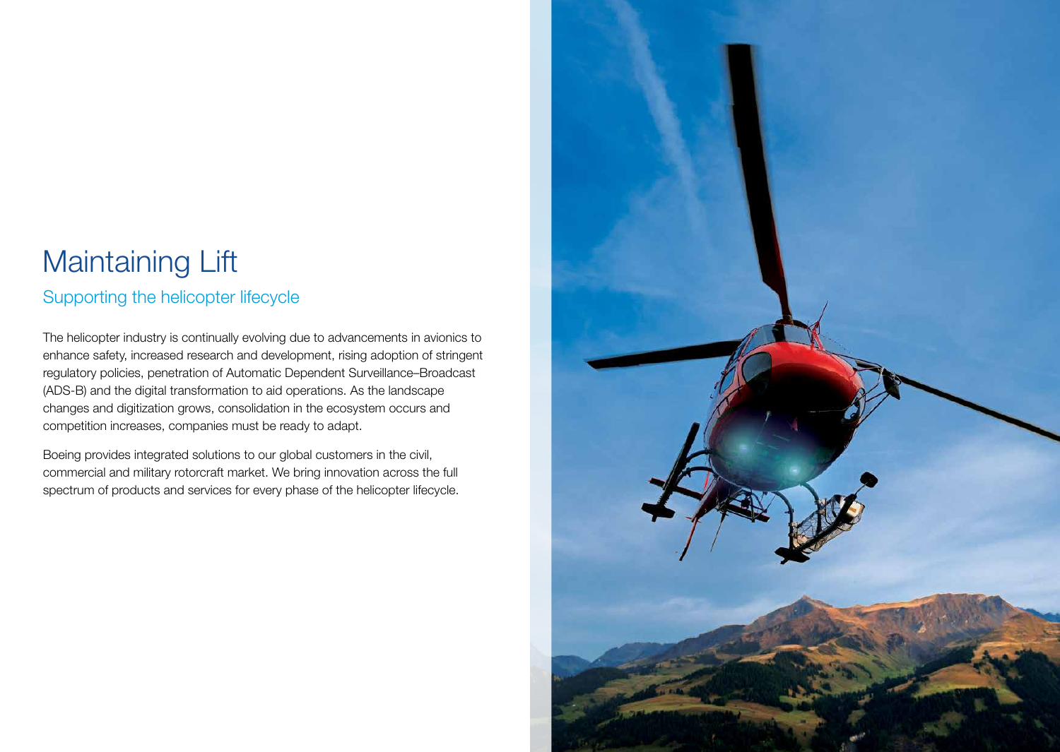# Maintaining Lift

## Supporting the helicopter lifecycle

The helicopter industry is continually evolving due to advancements in avionics to enhance safety, increased research and development, rising adoption of stringent regulatory policies, penetration of Automatic Dependent Surveillance–Broadcast (ADS-B) and the digital transformation to aid operations. As the landscape changes and digitization grows, consolidation in the ecosystem occurs and competition increases, companies must be ready to adapt.

Boeing provides integrated solutions to our global customers in the civil, commercial and military rotorcraft market. We bring innovation across the full spectrum of products and services for every phase of the helicopter lifecycle.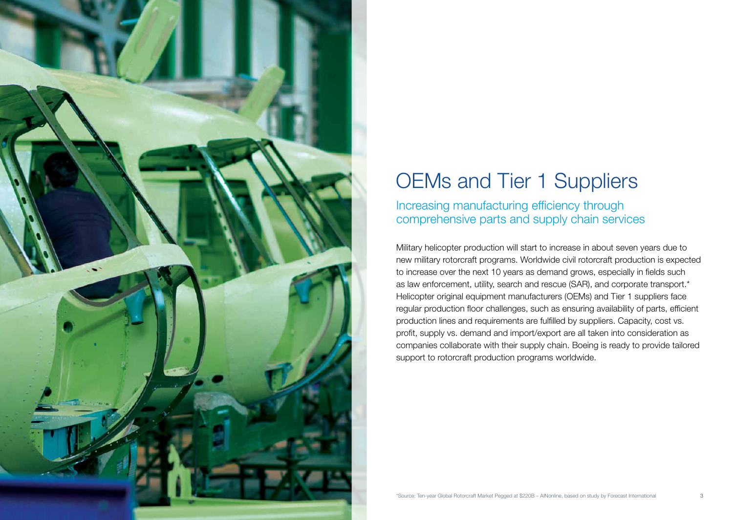# OEMs and Tier 1 Suppliers

## Increasing manufacturing efficiency through comprehensive parts and supply chain services

Military helicopter production will start to increase in about seven years due to new military rotorcraft programs. Worldwide civil rotorcraft production is expected to increase over the next 10 years as demand grows, especially in fields such as law enforcement, utility, search and rescue (SAR), and corporate transport.* Helicopter original equipment manufacturers (OEMs) and Tier 1 suppliers face regular production floor challenges, such as ensuring availability of parts, efficient production lines and requirements are fulfilled by suppliers. Capacity, cost vs. profit, supply vs. demand and import/export are all taken into consideration as companies collaborate with their supply chain. Boeing is ready to provide tailored support to rotorcraft production programs worldwide.

*Source: Ten-year Global Rotorcraft Market Pegged at $220B – AINonline, based on study by Forecast International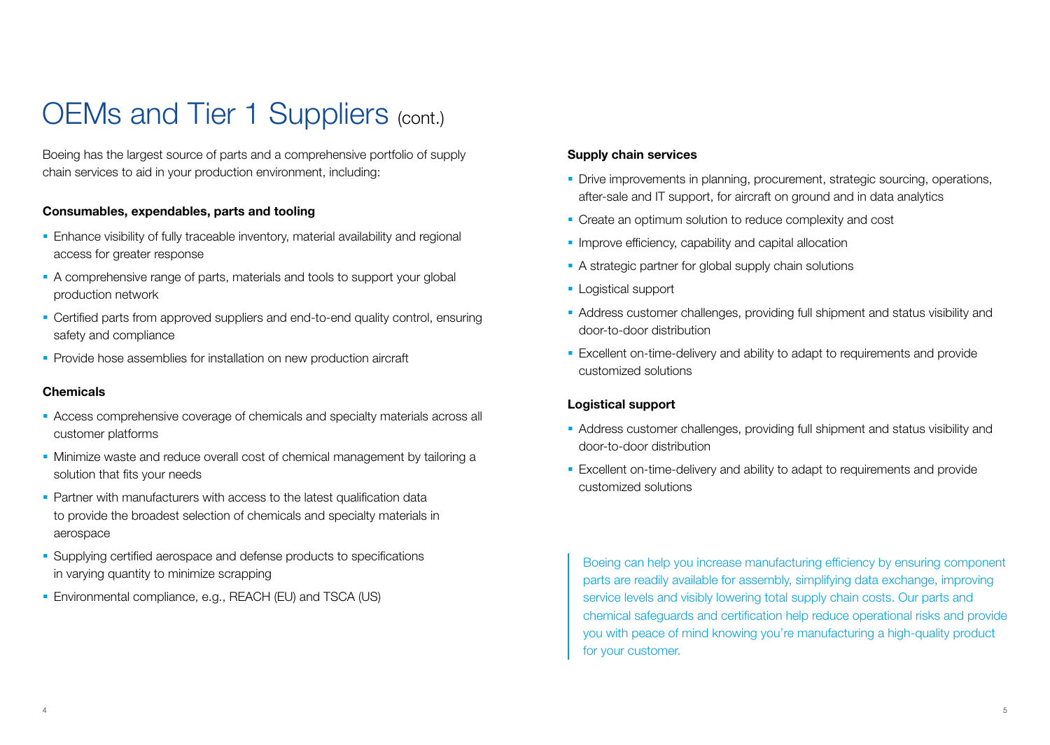# OEMs and Tier 1 Suppliers (cont.)

Boeing has the largest source of parts and a comprehensive portfolio of supply chain services to aid in your production environment, including:

**Consumables, expendables, parts and tooling**

- Enhance visibility of fully traceable inventory, material availability and regional access for greater response
- A comprehensive range of parts, materials and tools to support your global production network
- Certified parts from approved suppliers and end-to-end quality control, ensuring safety and compliance
- Provide hose assemblies for installation on new production aircraft

**Chemicals**

- Access comprehensive coverage of chemicals and specialty materials across all customer platforms
- Minimize waste and reduce overall cost of chemical management by tailoring a solution that fits your needs
- Partner with manufacturers with access to the latest qualification data to provide the broadest selection of chemicals and specialty materials in aerospace
- Supplying certified aerospace and defense products to specifications in varying quantity to minimize scrapping
- Environmental compliance, e.g., REACH (EU) and TSCA (US)

**Supply chain services**

- Drive improvements in planning, procurement, strategic sourcing, operations, after-sale and IT support, for aircraft on ground and in data analytics
- Create an optimum solution to reduce complexity and cost
- Improve efficiency, capability and capital allocation
- A strategic partner for global supply chain solutions
- Logistical support
- Address customer challenges, providing full shipment and status visibility and door-to-door distribution
- Excellent on-time-delivery and ability to adapt to requirements and provide customized solutions

**Logistical support**

- Address customer challenges, providing full shipment and status visibility and door-to-door distribution
- Excellent on-time-delivery and ability to adapt to requirements and provide customized solutions

> Boeing can help you increase manufacturing efficiency by ensuring component parts are readily available for assembly, simplifying data exchange, improving service levels and visibly lowering total supply chain costs. Our parts and chemical safeguards and certification help reduce operational risks and provide you with peace of mind knowing you're manufacturing a high-quality product for your customer.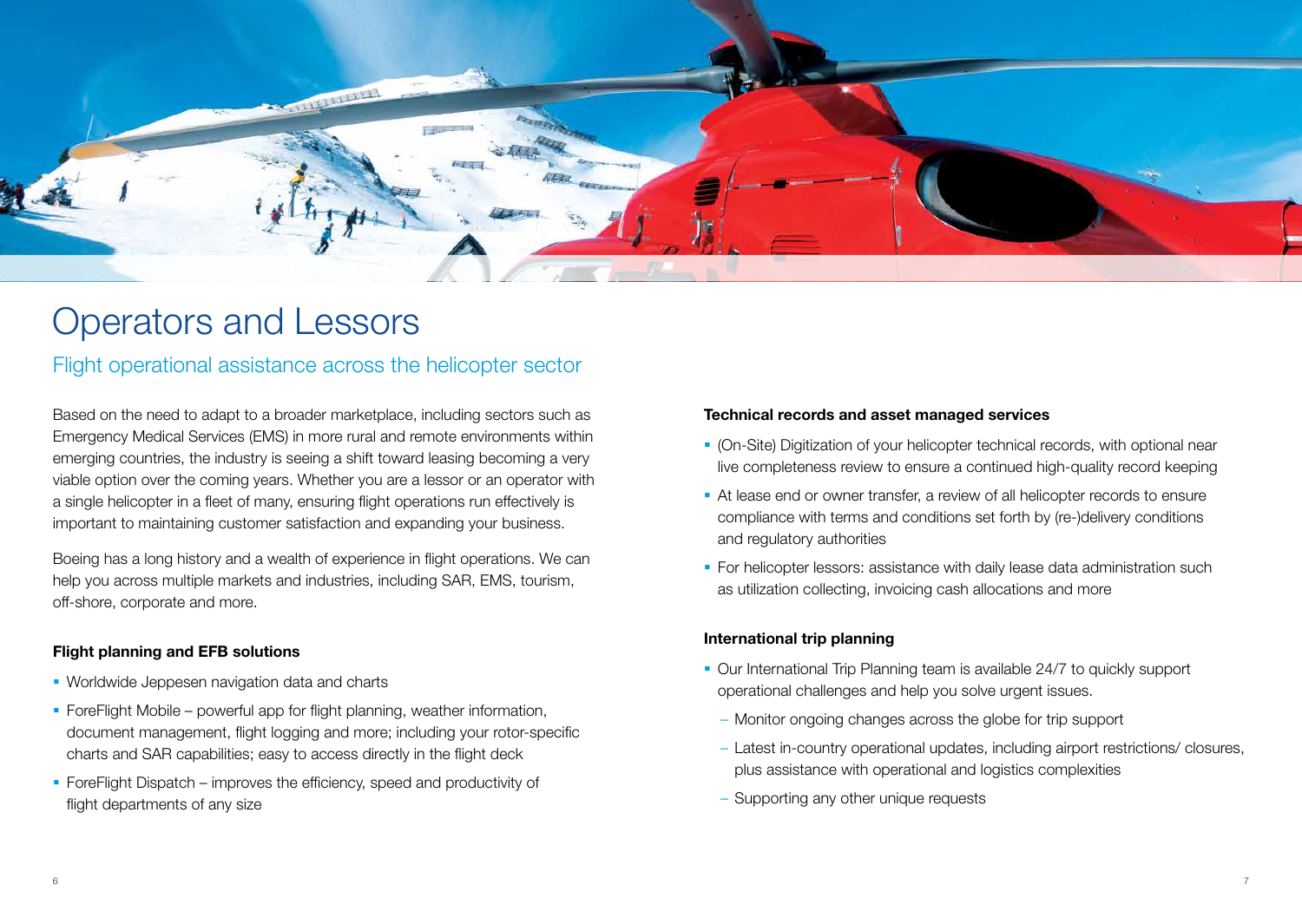# Operators and Lessors

## Flight operational assistance across the helicopter sector

Based on the need to adapt to a broader marketplace, including sectors such as Emergency Medical Services (EMS) in more rural and remote environments within emerging countries, the industry is seeing a shift toward leasing becoming a very viable option over the coming years. Whether you are a lessor or an operator with a single helicopter in a fleet of many, ensuring flight operations run effectively is important to maintaining customer satisfaction and expanding your business.

Boeing has a long history and a wealth of experience in flight operations. We can help you across multiple markets and industries, including SAR, EMS, tourism, off-shore, corporate and more.

**Flight planning and EFB solutions**

- Worldwide Jeppesen navigation data and charts
- ForeFlight Mobile – powerful app for flight planning, weather information, document management, flight logging and more; including your rotor-specific charts and SAR capabilities; easy to access directly in the flight deck
- ForeFlight Dispatch – improves the efficiency, speed and productivity of flight departments of any size

**Technical records and asset managed services**

- (On-Site) Digitization of your helicopter technical records, with optional near live completeness review to ensure a continued high-quality record keeping
- At lease end or owner transfer, a review of all helicopter records to ensure compliance with terms and conditions set forth by (re-)delivery conditions and regulatory authorities
- For helicopter lessors: assistance with daily lease data administration such as utilization collecting, invoicing cash allocations and more

**International trip planning**

- Our International Trip Planning team is available 24/7 to quickly support operational challenges and help you solve urgent issues.
  - Monitor ongoing changes across the globe for trip support
  - Latest in-country operational updates, including airport restrictions/ closures, plus assistance with operational and logistics complexities
  - Supporting any other unique requests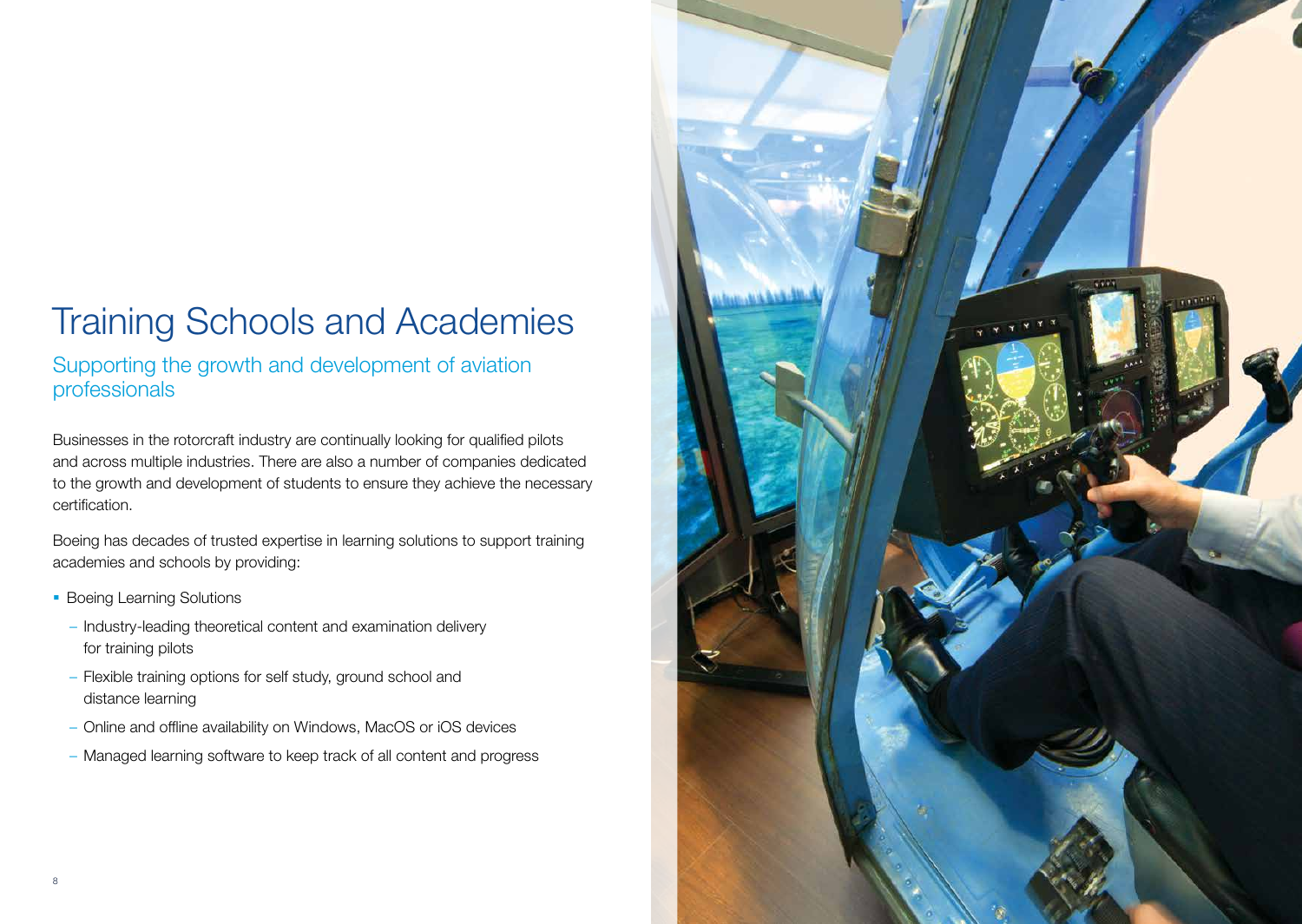# Training Schools and Academies

## Supporting the growth and development of aviation professionals

Businesses in the rotorcraft industry are continually looking for qualified pilots and across multiple industries. There are also a number of companies dedicated to the growth and development of students to ensure they achieve the necessary certification.

Boeing has decades of trusted expertise in learning solutions to support training academies and schools by providing:

- Boeing Learning Solutions
  - Industry-leading theoretical content and examination delivery for training pilots
  - Flexible training options for self study, ground school and distance learning
  - Online and offline availability on Windows, MacOS or iOS devices
  - Managed learning software to keep track of all content and progress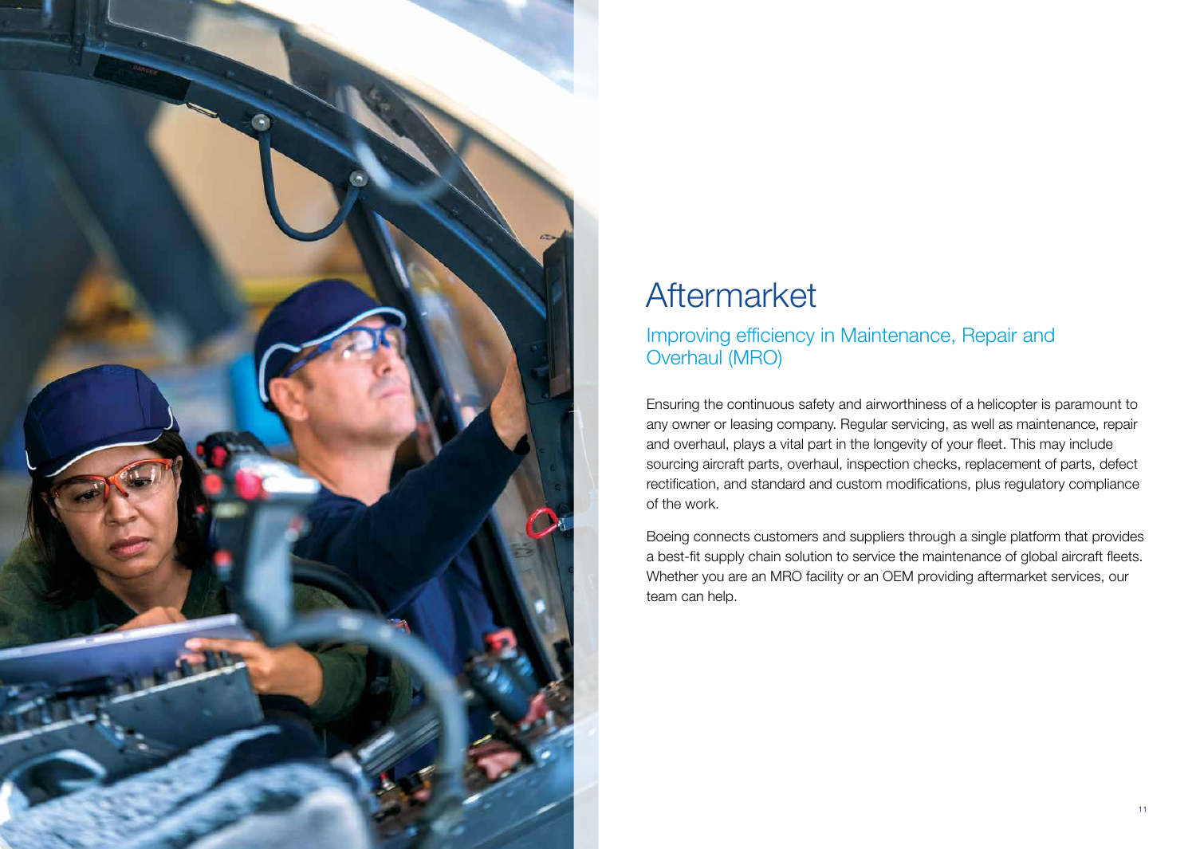# Aftermarket

## Improving efficiency in Maintenance, Repair and Overhaul (MRO)

Ensuring the continuous safety and airworthiness of a helicopter is paramount to any owner or leasing company. Regular servicing, as well as maintenance, repair and overhaul, plays a vital part in the longevity of your fleet. This may include sourcing aircraft parts, overhaul, inspection checks, replacement of parts, defect rectification, and standard and custom modifications, plus regulatory compliance of the work.

Boeing connects customers and suppliers through a single platform that provides a best-fit supply chain solution to service the maintenance of global aircraft fleets. Whether you are an MRO facility or an OEM providing aftermarket services, our team can help.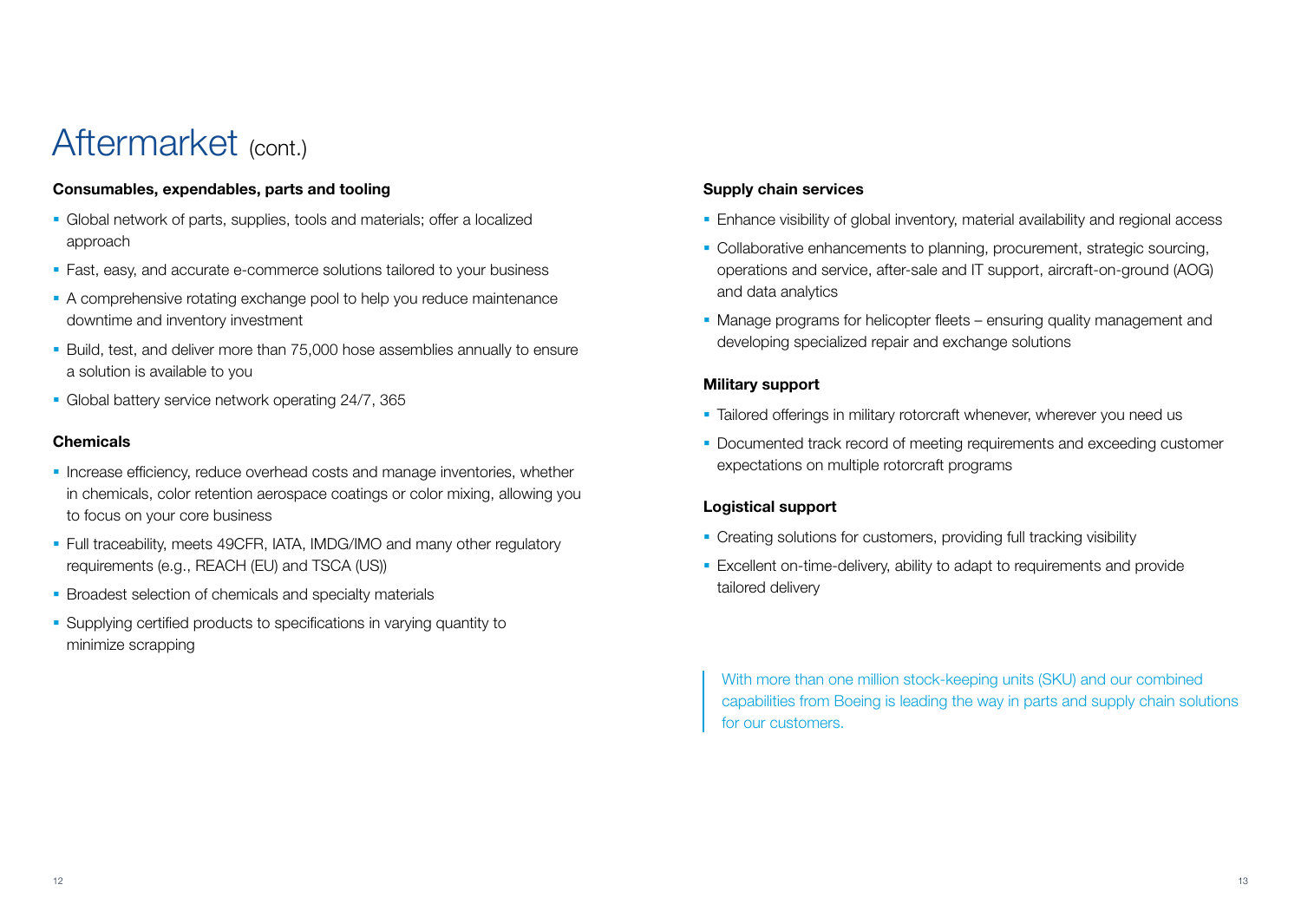# Aftermarket (cont.)

**Consumables, expendables, parts and tooling**

- Global network of parts, supplies, tools and materials; offer a localized approach
- Fast, easy, and accurate e-commerce solutions tailored to your business
- A comprehensive rotating exchange pool to help you reduce maintenance downtime and inventory investment
- Build, test, and deliver more than 75,000 hose assemblies annually to ensure a solution is available to you
- Global battery service network operating 24/7, 365

**Chemicals**

- Increase efficiency, reduce overhead costs and manage inventories, whether in chemicals, color retention aerospace coatings or color mixing, allowing you to focus on your core business
- Full traceability, meets 49CFR, IATA, IMDG/IMO and many other regulatory requirements (e.g., REACH (EU) and TSCA (US))
- Broadest selection of chemicals and specialty materials
- Supplying certified products to specifications in varying quantity to minimize scrapping

**Supply chain services**

- Enhance visibility of global inventory, material availability and regional access
- Collaborative enhancements to planning, procurement, strategic sourcing, operations and service, after-sale and IT support, aircraft-on-ground (AOG) and data analytics
- Manage programs for helicopter fleets – ensuring quality management and developing specialized repair and exchange solutions

**Military support**

- Tailored offerings in military rotorcraft whenever, wherever you need us
- Documented track record of meeting requirements and exceeding customer expectations on multiple rotorcraft programs

**Logistical support**

- Creating solutions for customers, providing full tracking visibility
- Excellent on-time-delivery, ability to adapt to requirements and provide tailored delivery

> With more than one million stock-keeping units (SKU) and our combined capabilities from Boeing is leading the way in parts and supply chain solutions for our customers.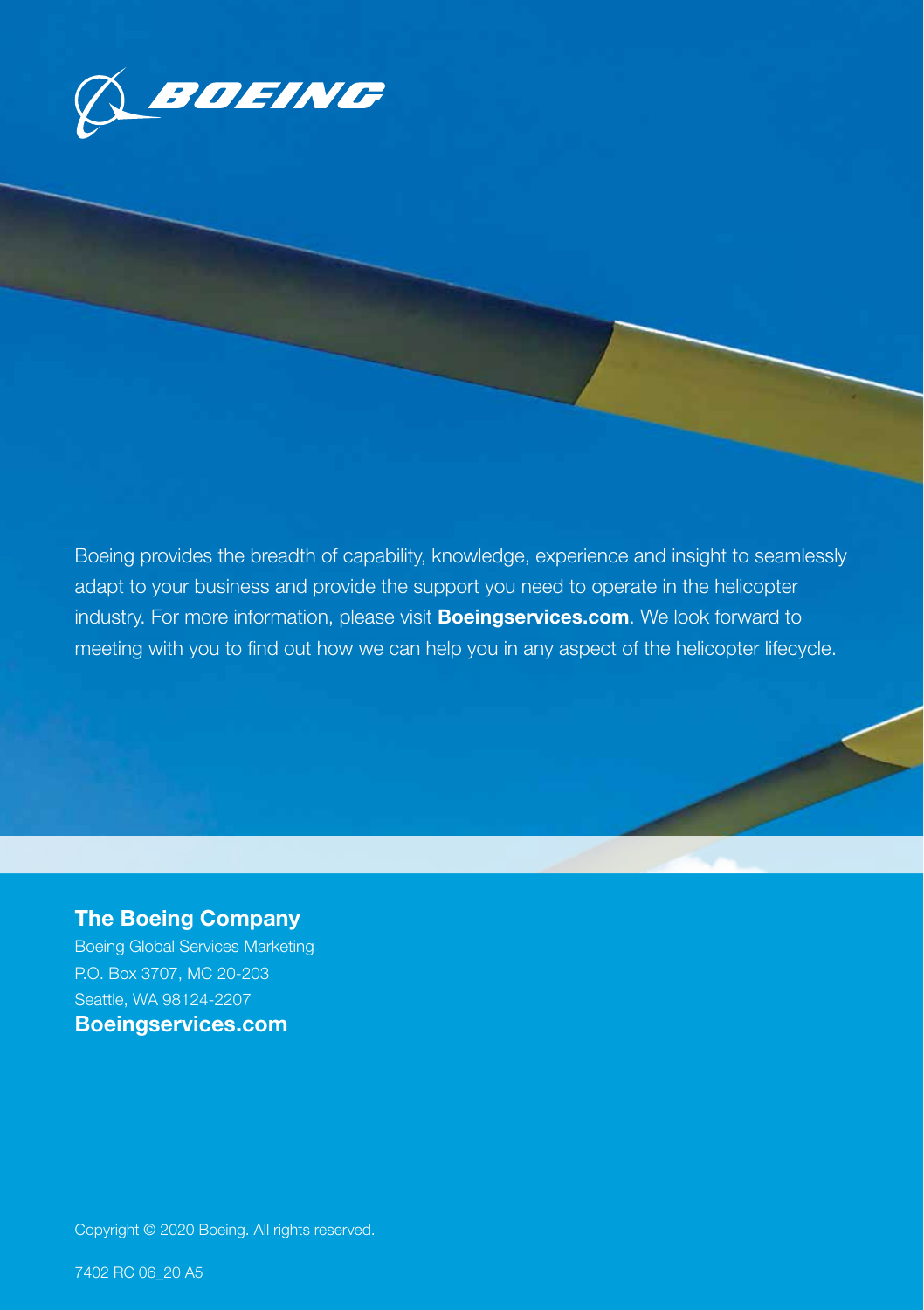Boeing provides the breadth of capability, knowledge, experience and insight to seamlessly adapt to your business and provide the support you need to operate in the helicopter industry. For more information, please visit **Boeingservices.com**. We look forward to meeting with you to find out how we can help you in any aspect of the helicopter lifecycle.

**The Boeing Company**
Boeing Global Services Marketing
P.O. Box 3707, MC 20-203
Seattle, WA 98124-2207
**Boeingservices.com**

Copyright © 2020 Boeing. All rights reserved.

7402 RC 06_20 A5